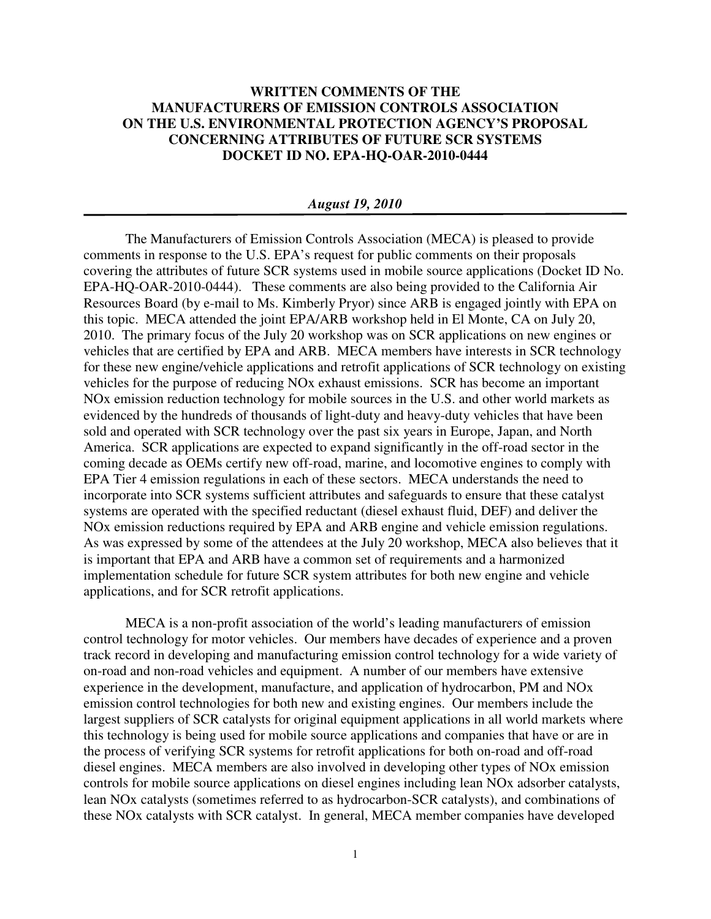**WRITTEN COMMENTS OF THE MANUFACTURERS OF EMISSION CONTROLS ASSOCIATION ON THE U.S. ENVIRONMENTAL PROTECTION AGENCY'S PROPOSAL CONCERNING ATTRIBUTES OF FUTURE SCR SYSTEMS DOCKET ID NO. EPA-HQ-OAR-2010-0444**

***August 19, 2010***

---

The Manufacturers of Emission Controls Association (MECA) is pleased to provide comments in response to the U.S. EPA's request for public comments on their proposals covering the attributes of future SCR systems used in mobile source applications (Docket ID No. EPA-HQ-OAR-2010-0444). These comments are also being provided to the California Air Resources Board (by e-mail to Ms. Kimberly Pryor) since ARB is engaged jointly with EPA on this topic. MECA attended the joint EPA/ARB workshop held in El Monte, CA on July 20, 2010. The primary focus of the July 20 workshop was on SCR applications on new engines or vehicles that are certified by EPA and ARB. MECA members have interests in SCR technology for these new engine/vehicle applications and retrofit applications of SCR technology on existing vehicles for the purpose of reducing NOx exhaust emissions. SCR has become an important NOx emission reduction technology for mobile sources in the U.S. and other world markets as evidenced by the hundreds of thousands of light-duty and heavy-duty vehicles that have been sold and operated with SCR technology over the past six years in Europe, Japan, and North America. SCR applications are expected to expand significantly in the off-road sector in the coming decade as OEMs certify new off-road, marine, and locomotive engines to comply with EPA Tier 4 emission regulations in each of these sectors. MECA understands the need to incorporate into SCR systems sufficient attributes and safeguards to ensure that these catalyst systems are operated with the specified reductant (diesel exhaust fluid, DEF) and deliver the NOx emission reductions required by EPA and ARB engine and vehicle emission regulations. As was expressed by some of the attendees at the July 20 workshop, MECA also believes that it is important that EPA and ARB have a common set of requirements and a harmonized implementation schedule for future SCR system attributes for both new engine and vehicle applications, and for SCR retrofit applications.

MECA is a non-profit association of the world's leading manufacturers of emission control technology for motor vehicles. Our members have decades of experience and a proven track record in developing and manufacturing emission control technology for a wide variety of on-road and non-road vehicles and equipment. A number of our members have extensive experience in the development, manufacture, and application of hydrocarbon, PM and NOx emission control technologies for both new and existing engines. Our members include the largest suppliers of SCR catalysts for original equipment applications in all world markets where this technology is being used for mobile source applications and companies that have or are in the process of verifying SCR systems for retrofit applications for both on-road and off-road diesel engines. MECA members are also involved in developing other types of NOx emission controls for mobile source applications on diesel engines including lean NOx adsorber catalysts, lean NOx catalysts (sometimes referred to as hydrocarbon-SCR catalysts), and combinations of these NOx catalysts with SCR catalyst. In general, MECA member companies have developed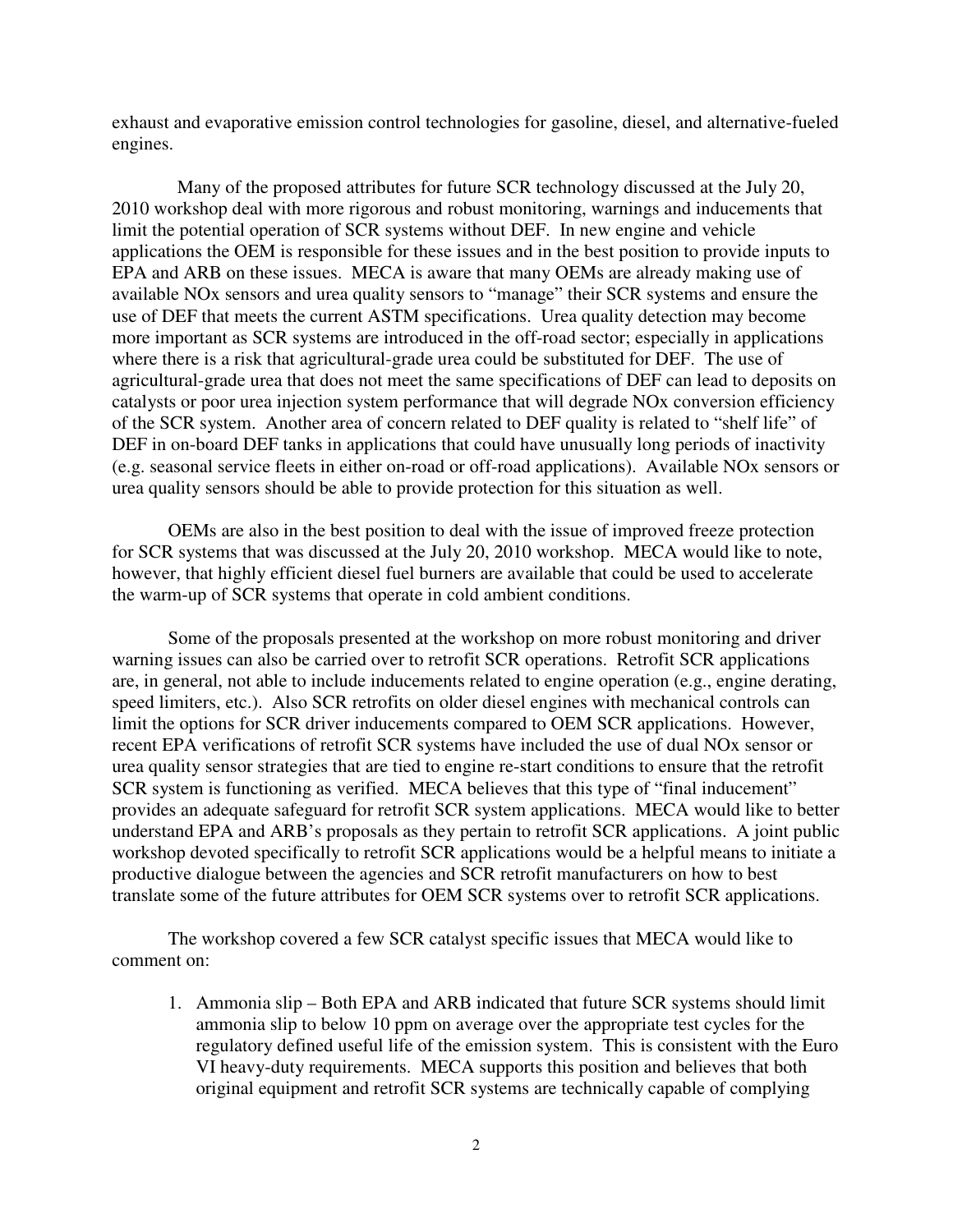exhaust and evaporative emission control technologies for gasoline, diesel, and alternative-fueled engines.

Many of the proposed attributes for future SCR technology discussed at the July 20, 2010 workshop deal with more rigorous and robust monitoring, warnings and inducements that limit the potential operation of SCR systems without DEF. In new engine and vehicle applications the OEM is responsible for these issues and in the best position to provide inputs to EPA and ARB on these issues. MECA is aware that many OEMs are already making use of available NOx sensors and urea quality sensors to "manage" their SCR systems and ensure the use of DEF that meets the current ASTM specifications. Urea quality detection may become more important as SCR systems are introduced in the off-road sector; especially in applications where there is a risk that agricultural-grade urea could be substituted for DEF. The use of agricultural-grade urea that does not meet the same specifications of DEF can lead to deposits on catalysts or poor urea injection system performance that will degrade NOx conversion efficiency of the SCR system. Another area of concern related to DEF quality is related to "shelf life" of DEF in on-board DEF tanks in applications that could have unusually long periods of inactivity (e.g. seasonal service fleets in either on-road or off-road applications). Available NOx sensors or urea quality sensors should be able to provide protection for this situation as well.

OEMs are also in the best position to deal with the issue of improved freeze protection for SCR systems that was discussed at the July 20, 2010 workshop. MECA would like to note, however, that highly efficient diesel fuel burners are available that could be used to accelerate the warm-up of SCR systems that operate in cold ambient conditions.

Some of the proposals presented at the workshop on more robust monitoring and driver warning issues can also be carried over to retrofit SCR operations. Retrofit SCR applications are, in general, not able to include inducements related to engine operation (e.g., engine derating, speed limiters, etc.). Also SCR retrofits on older diesel engines with mechanical controls can limit the options for SCR driver inducements compared to OEM SCR applications. However, recent EPA verifications of retrofit SCR systems have included the use of dual NOx sensor or urea quality sensor strategies that are tied to engine re-start conditions to ensure that the retrofit SCR system is functioning as verified. MECA believes that this type of "final inducement" provides an adequate safeguard for retrofit SCR system applications. MECA would like to better understand EPA and ARB's proposals as they pertain to retrofit SCR applications. A joint public workshop devoted specifically to retrofit SCR applications would be a helpful means to initiate a productive dialogue between the agencies and SCR retrofit manufacturers on how to best translate some of the future attributes for OEM SCR systems over to retrofit SCR applications.

The workshop covered a few SCR catalyst specific issues that MECA would like to comment on:

1. Ammonia slip – Both EPA and ARB indicated that future SCR systems should limit ammonia slip to below 10 ppm on average over the appropriate test cycles for the regulatory defined useful life of the emission system. This is consistent with the Euro VI heavy-duty requirements. MECA supports this position and believes that both original equipment and retrofit SCR systems are technically capable of complying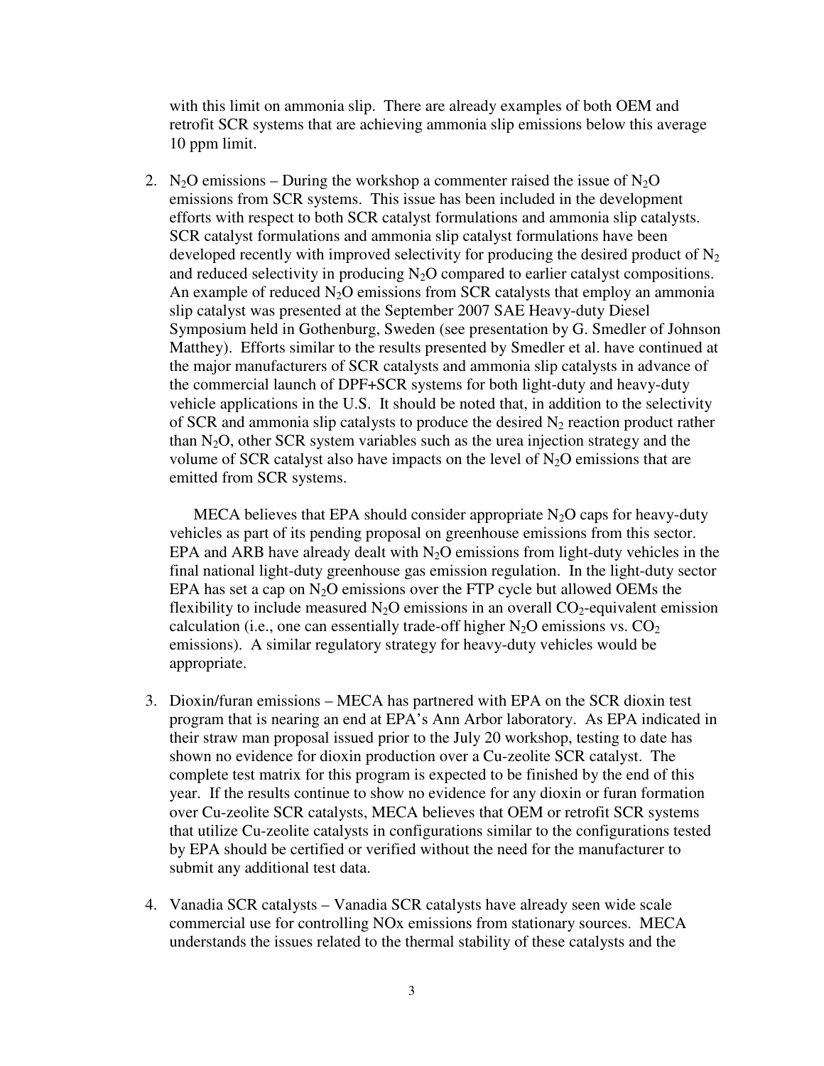with this limit on ammonia slip. There are already examples of both OEM and retrofit SCR systems that are achieving ammonia slip emissions below this average 10 ppm limit.

2. $N_2O$ emissions – During the workshop a commenter raised the issue of $N_2O$ emissions from SCR systems. This issue has been included in the development efforts with respect to both SCR catalyst formulations and ammonia slip catalysts. SCR catalyst formulations and ammonia slip catalyst formulations have been developed recently with improved selectivity for producing the desired product of $N_2$ and reduced selectivity in producing $N_2O$ compared to earlier catalyst compositions. An example of reduced $N_2O$ emissions from SCR catalysts that employ an ammonia slip catalyst was presented at the September 2007 SAE Heavy-duty Diesel Symposium held in Gothenburg, Sweden (see presentation by G. Smedler of Johnson Matthey). Efforts similar to the results presented by Smedler et al. have continued at the major manufacturers of SCR catalysts and ammonia slip catalysts in advance of the commercial launch of DPF+SCR systems for both light-duty and heavy-duty vehicle applications in the U.S. It should be noted that, in addition to the selectivity of SCR and ammonia slip catalysts to produce the desired $N_2$ reaction product rather than $N_2O$, other SCR system variables such as the urea injection strategy and the volume of SCR catalyst also have impacts on the level of $N_2O$ emissions that are emitted from SCR systems.

   MECA believes that EPA should consider appropriate $N_2O$ caps for heavy-duty vehicles as part of its pending proposal on greenhouse emissions from this sector. EPA and ARB have already dealt with $N_2O$ emissions from light-duty vehicles in the final national light-duty greenhouse gas emission regulation. In the light-duty sector EPA has set a cap on $N_2O$ emissions over the FTP cycle but allowed OEMs the flexibility to include measured $N_2O$ emissions in an overall $CO_2$-equivalent emission calculation (i.e., one can essentially trade-off higher $N_2O$ emissions vs. $CO_2$ emissions). A similar regulatory strategy for heavy-duty vehicles would be appropriate.

3. Dioxin/furan emissions – MECA has partnered with EPA on the SCR dioxin test program that is nearing an end at EPA's Ann Arbor laboratory. As EPA indicated in their straw man proposal issued prior to the July 20 workshop, testing to date has shown no evidence for dioxin production over a Cu-zeolite SCR catalyst. The complete test matrix for this program is expected to be finished by the end of this year. If the results continue to show no evidence for any dioxin or furan formation over Cu-zeolite SCR catalysts, MECA believes that OEM or retrofit SCR systems that utilize Cu-zeolite catalysts in configurations similar to the configurations tested by EPA should be certified or verified without the need for the manufacturer to submit any additional test data.

4. Vanadia SCR catalysts – Vanadia SCR catalysts have already seen wide scale commercial use for controlling NOx emissions from stationary sources. MECA understands the issues related to the thermal stability of these catalysts and the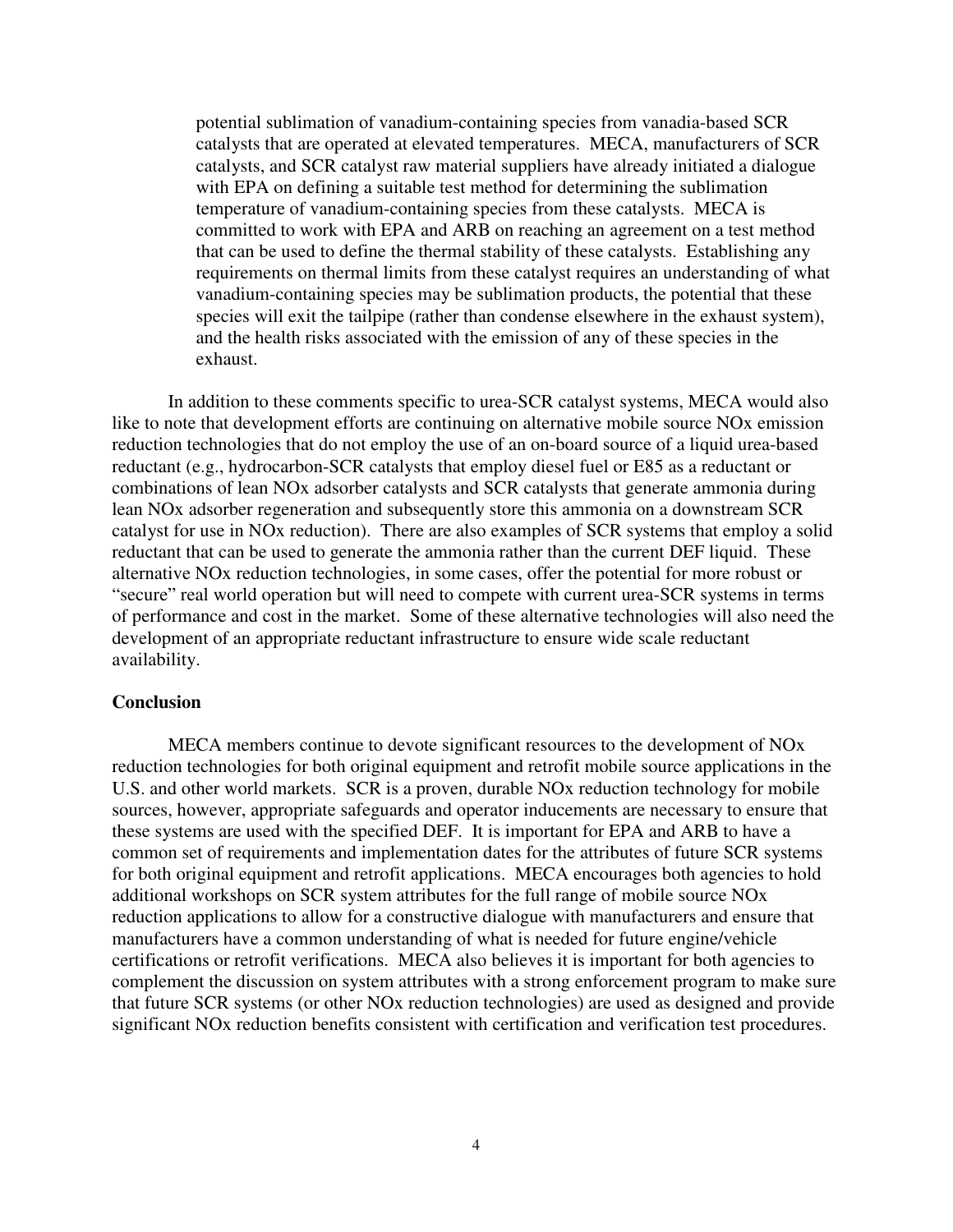potential sublimation of vanadium-containing species from vanadia-based SCR catalysts that are operated at elevated temperatures. MECA, manufacturers of SCR catalysts, and SCR catalyst raw material suppliers have already initiated a dialogue with EPA on defining a suitable test method for determining the sublimation temperature of vanadium-containing species from these catalysts. MECA is committed to work with EPA and ARB on reaching an agreement on a test method that can be used to define the thermal stability of these catalysts. Establishing any requirements on thermal limits from these catalyst requires an understanding of what vanadium-containing species may be sublimation products, the potential that these species will exit the tailpipe (rather than condense elsewhere in the exhaust system), and the health risks associated with the emission of any of these species in the exhaust.

In addition to these comments specific to urea-SCR catalyst systems, MECA would also like to note that development efforts are continuing on alternative mobile source NOx emission reduction technologies that do not employ the use of an on-board source of a liquid urea-based reductant (e.g., hydrocarbon-SCR catalysts that employ diesel fuel or E85 as a reductant or combinations of lean NOx adsorber catalysts and SCR catalysts that generate ammonia during lean NOx adsorber regeneration and subsequently store this ammonia on a downstream SCR catalyst for use in NOx reduction). There are also examples of SCR systems that employ a solid reductant that can be used to generate the ammonia rather than the current DEF liquid. These alternative NOx reduction technologies, in some cases, offer the potential for more robust or "secure" real world operation but will need to compete with current urea-SCR systems in terms of performance and cost in the market. Some of these alternative technologies will also need the development of an appropriate reductant infrastructure to ensure wide scale reductant availability.

**Conclusion**

MECA members continue to devote significant resources to the development of NOx reduction technologies for both original equipment and retrofit mobile source applications in the U.S. and other world markets. SCR is a proven, durable NOx reduction technology for mobile sources, however, appropriate safeguards and operator inducements are necessary to ensure that these systems are used with the specified DEF. It is important for EPA and ARB to have a common set of requirements and implementation dates for the attributes of future SCR systems for both original equipment and retrofit applications. MECA encourages both agencies to hold additional workshops on SCR system attributes for the full range of mobile source NOx reduction applications to allow for a constructive dialogue with manufacturers and ensure that manufacturers have a common understanding of what is needed for future engine/vehicle certifications or retrofit verifications. MECA also believes it is important for both agencies to complement the discussion on system attributes with a strong enforcement program to make sure that future SCR systems (or other NOx reduction technologies) are used as designed and provide significant NOx reduction benefits consistent with certification and verification test procedures.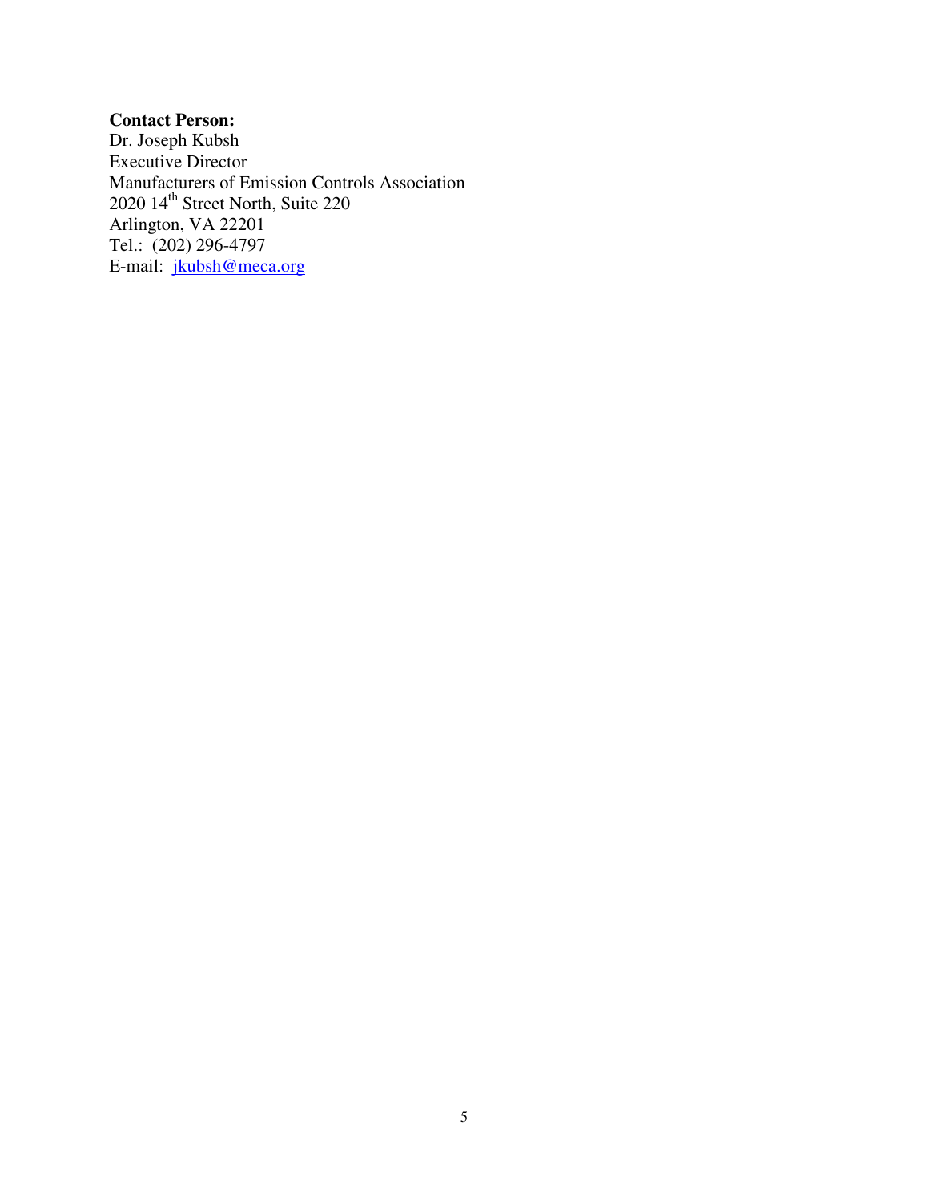**Contact Person:**
Dr. Joseph Kubsh
Executive Director
Manufacturers of Emission Controls Association
2020 14th Street North, Suite 220
Arlington, VA 22201
Tel.: (202) 296-4797
E-mail: jkubsh@meca.org